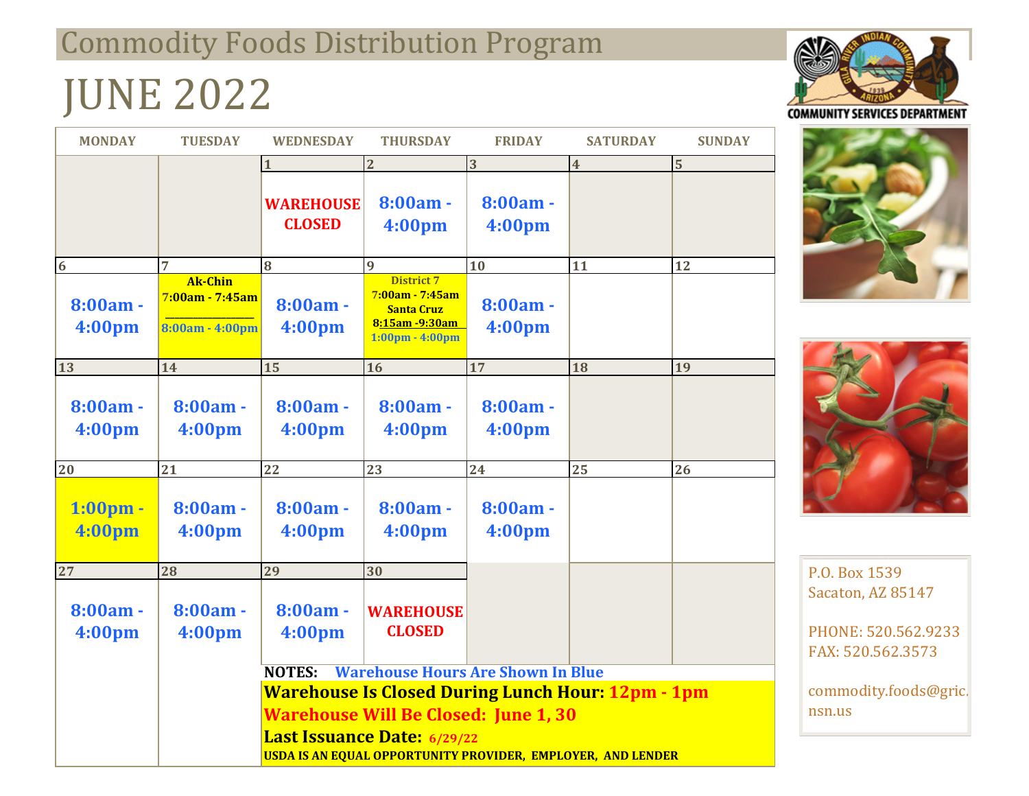# Commodity Foods Distribution Program

# JUNE 2022

COMMUNITY SERVICES DEPARTMENT

| MONDAY | TUESDAY | WEDNESDAY | THURSDAY | FRIDAY | SATURDAY | SUNDAY |
|---|---|---|---|---|---|---|
| | | 1<br>**WAREHOUSE CLOSED** | 2<br>**8:00am - 4:00pm** | 3<br>**8:00am - 4:00pm** | 4 | 5 |
| 6<br>**8:00am - 4:00pm** | 7<br>**Ak-Chin**<br>**7:00am - 7:45am**<br>**8:00am - 4:00pm** | 8<br>**8:00am - 4:00pm** | 9<br>**District 7**<br>**7:00am - 7:45am**<br>**Santa Cruz**<br>**8:15am -9:30am**<br>**1:00pm - 4:00pm** | 10<br>**8:00am - 4:00pm** | 11 | 12 |
| 13<br>**8:00am - 4:00pm** | 14<br>**8:00am - 4:00pm** | 15<br>**8:00am - 4:00pm** | 16<br>**8:00am - 4:00pm** | 17<br>**8:00am - 4:00pm** | 18 | 19 |
| 20<br>**1:00pm - 4:00pm** | 21<br>**8:00am - 4:00pm** | 22<br>**8:00am - 4:00pm** | 23<br>**8:00am - 4:00pm** | 24<br>**8:00am - 4:00pm** | 25 | 26 |
| 27<br>**8:00am - 4:00pm** | 28<br>**8:00am - 4:00pm** | 29<br>**8:00am - 4:00pm** | 30<br>**WAREHOUSE CLOSED** | | | |

**NOTES:** **Warehouse Hours Are Shown In Blue**

**Warehouse Is Closed During Lunch Hour: 12pm - 1pm**

**Warehouse Will Be Closed: June 1, 30**

**Last Issuance Date: 6/29/22**

**USDA IS AN EQUAL OPPORTUNITY PROVIDER, EMPLOYER, AND LENDER**

P.O. Box 1539
Sacaton, AZ 85147

PHONE: 520.562.9233
FAX: 520.562.3573

commodity.foods@gric.nsn.us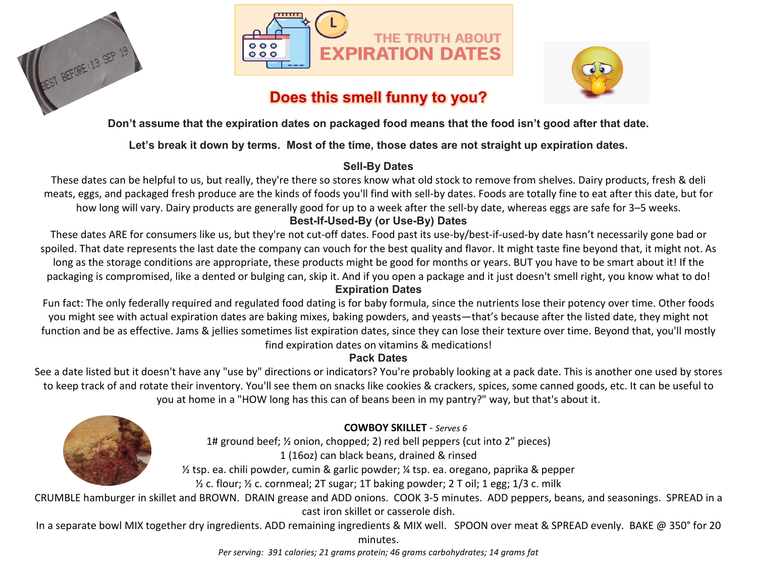# THE TRUTH ABOUT EXPIRATION DATES

## Does this smell funny to you?

**Don't assume that the expiration dates on packaged food means that the food isn't good after that date.**

**Let's break it down by terms. Most of the time, those dates are not straight up expiration dates.**

### Sell-By Dates

These dates can be helpful to us, but really, they're there so stores know what old stock to remove from shelves. Dairy products, fresh & deli meats, eggs, and packaged fresh produce are the kinds of foods you'll find with sell-by dates. Foods are totally fine to eat after this date, but for how long will vary. Dairy products are generally good for up to a week after the sell-by date, whereas eggs are safe for 3–5 weeks.

### Best-If-Used-By (or Use-By) Dates

These dates ARE for consumers like us, but they're not cut-off dates. Food past its use-by/best-if-used-by date hasn't necessarily gone bad or spoiled. That date represents the last date the company can vouch for the best quality and flavor. It might taste fine beyond that, it might not. As long as the storage conditions are appropriate, these products might be good for months or years. BUT you have to be smart about it! If the packaging is compromised, like a dented or bulging can, skip it. And if you open a package and it just doesn't smell right, you know what to do!

### Expiration Dates

Fun fact: The only federally required and regulated food dating is for baby formula, since the nutrients lose their potency over time. Other foods you might see with actual expiration dates are baking mixes, baking powders, and yeasts—that's because after the listed date, they might not function and be as effective. Jams & jellies sometimes list expiration dates, since they can lose their texture over time. Beyond that, you'll mostly find expiration dates on vitamins & medications!

### Pack Dates

See a date listed but it doesn't have any "use by" directions or indicators? You're probably looking at a pack date. This is another one used by stores to keep track of and rotate their inventory. You'll see them on snacks like cookies & crackers, spices, some canned goods, etc. It can be useful to you at home in a "HOW long has this can of beans been in my pantry?" way, but that's about it.

**COWBOY SKILLET** - *Serves 6*

1# ground beef; ½ onion, chopped; 2) red bell peppers (cut into 2" pieces)
1 (16oz) can black beans, drained & rinsed
½ tsp. ea. chili powder, cumin & garlic powder; ¼ tsp. ea. oregano, paprika & pepper
½ c. flour; ½ c. cornmeal; 2T sugar; 1T baking powder; 2 T oil; 1 egg; 1/3 c. milk

CRUMBLE hamburger in skillet and BROWN. DRAIN grease and ADD onions. COOK 3-5 minutes. ADD peppers, beans, and seasonings. SPREAD in a cast iron skillet or casserole dish.

In a separate bowl MIX together dry ingredients. ADD remaining ingredients & MIX well. SPOON over meat & SPREAD evenly. BAKE @ 350° for 20 minutes.

*Per serving: 391 calories; 21 grams protein; 46 grams carbohydrates; 14 grams fat*